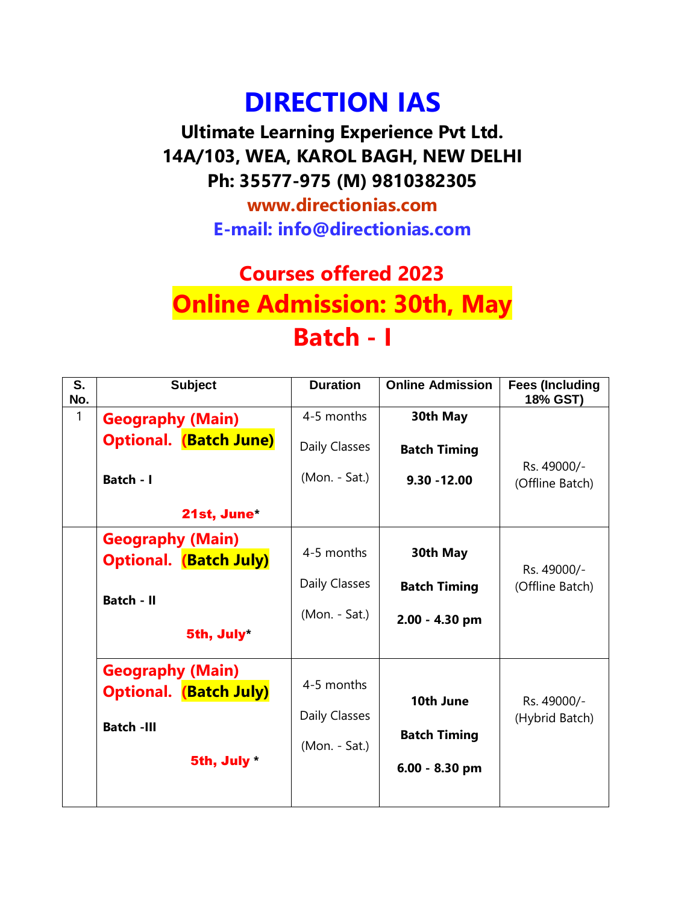# DIRECTION IAS

**Ultimate Learning Experience Pvt Ltd.**
**14A/103, WEA, KAROL BAGH, NEW DELHI**
**Ph: 35577-975 (M) 9810382305**
**www.directionias.com**
**E-mail: info@directionias.com**

## Courses offered 2023

## Online Admission: 30th, May

## Batch - I

| S. No. | Subject | Duration | Online Admission | Fees (Including 18% GST) |
|---|---|---|---|---|
| 1 | **Geography (Main) Optional. (Batch June)** <br> **Batch - I** <br> **21st, June*** | 4-5 months <br> Daily Classes <br> (Mon. - Sat.) | **30th May** <br> **Batch Timing** <br> **9.30 -12.00** | Rs. 49000/- (Offline Batch) |
| | **Geography (Main) Optional. (Batch July)** <br> **Batch - II** <br> **5th, July*** | 4-5 months <br> Daily Classes <br> (Mon. - Sat.) | **30th May** <br> **Batch Timing** <br> **2.00 - 4.30 pm** | Rs. 49000/- (Offline Batch) |
| | **Geography (Main) Optional. (Batch July)** <br> **Batch -III** <br> **5th, July *** | 4-5 months <br> Daily Classes <br> (Mon. - Sat.) | **10th June** <br> **Batch Timing** <br> **6.00 - 8.30 pm** | Rs. 49000/- (Hybrid Batch) |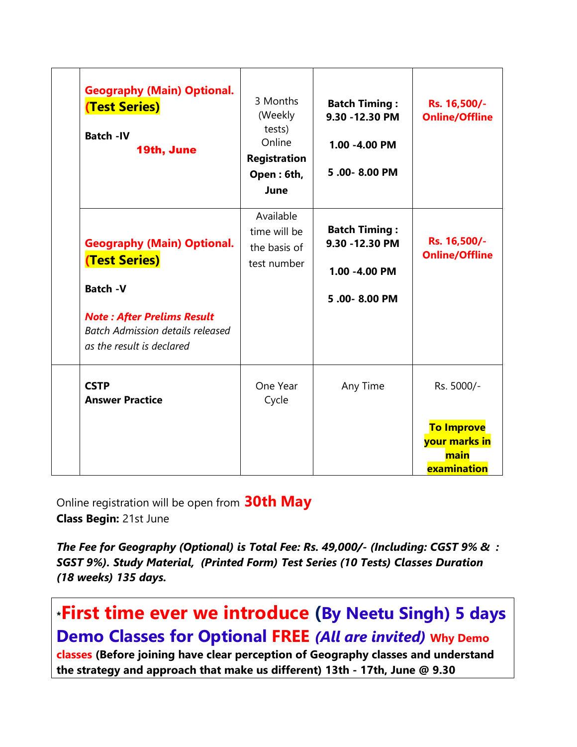| | | | | |
|---|---|---|---|---|
| | **Geography (Main) Optional. (Test Series)**<br><br>**Batch -IV**<br>**19th, June** | 3 Months (Weekly tests) Online **Registration Open : 6th, June** | **Batch Timing : 9.30 -12.30 PM**<br><br>**1.00 -4.00 PM**<br><br>**5 .00- 8.00 PM** | **Rs. 16,500/- Online/Offline** |
| | **Geography (Main) Optional. (Test Series)**<br><br>**Batch -V**<br><br>***Note : After Prelims Result***<br>*Batch Admission details released as the result is declared* | Available time will be the basis of test number | **Batch Timing : 9.30 -12.30 PM**<br><br>**1.00 -4.00 PM**<br><br>**5 .00- 8.00 PM** | **Rs. 16,500/- Online/Offline** |
| | **CSTP**<br>**Answer Practice** | One Year Cycle | Any Time | Rs. 5000/-<br><br>**To Improve your marks in main examination** |

Online registration will be open from **30th May**
**Class Begin:** 21st June

***The Fee for Geography (Optional) is Total Fee: Rs. 49,000/- (Including: CGST 9% & : SGST 9%). Study Material, (Printed Form) Test Series (10 Tests) Classes Duration (18 weeks) 135 days.***

*__First time ever we introduce (By Neetu Singh) 5 days Demo Classes for Optional FREE *(All are invited)* Why Demo classes (Before joining have clear perception of Geography classes and understand the strategy and approach that make us different) 13th - 17th, June @ 9.30__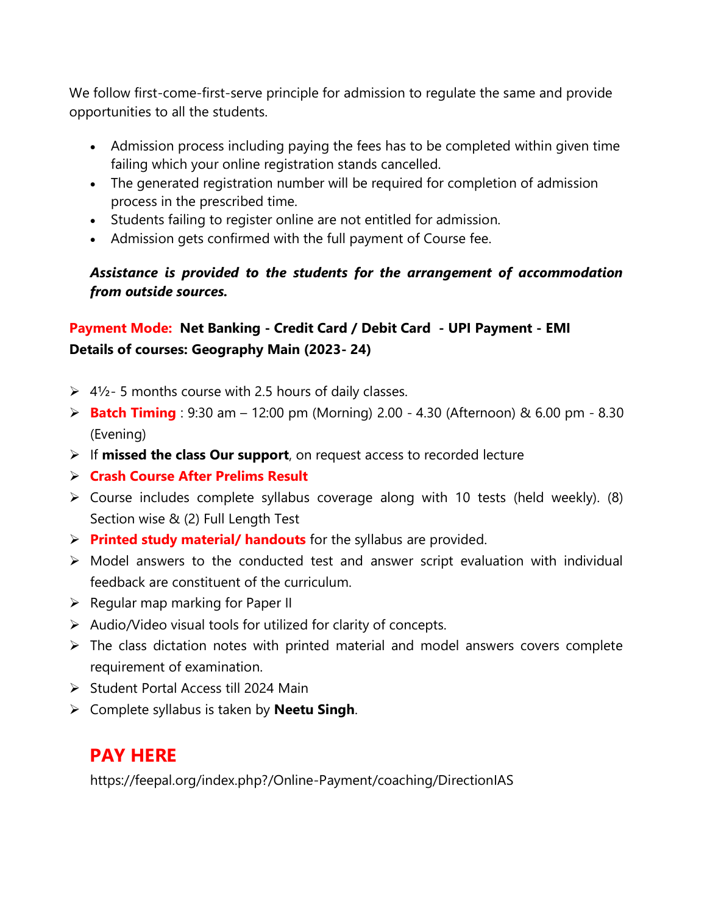We follow first-come-first-serve principle for admission to regulate the same and provide opportunities to all the students.

- Admission process including paying the fees has to be completed within given time failing which your online registration stands cancelled.
- The generated registration number will be required for completion of admission process in the prescribed time.
- Students failing to register online are not entitled for admission.
- Admission gets confirmed with the full payment of Course fee.

***Assistance is provided to the students for the arrangement of accommodation from outside sources.***

**Payment Mode: Net Banking - Credit Card / Debit Card - UPI Payment - EMI**

**Details of courses: Geography Main (2023- 24)**

- 4½- 5 months course with 2.5 hours of daily classes.
- **Batch Timing** : 9:30 am – 12:00 pm (Morning) 2.00 - 4.30 (Afternoon) & 6.00 pm - 8.30 (Evening)
- If **missed the class Our support**, on request access to recorded lecture
- **Crash Course After Prelims Result**
- Course includes complete syllabus coverage along with 10 tests (held weekly). (8) Section wise & (2) Full Length Test
- **Printed study material/ handouts** for the syllabus are provided.
- Model answers to the conducted test and answer script evaluation with individual feedback are constituent of the curriculum.
- Regular map marking for Paper II
- Audio/Video visual tools for utilized for clarity of concepts.
- The class dictation notes with printed material and model answers covers complete requirement of examination.
- Student Portal Access till 2024 Main
- Complete syllabus is taken by **Neetu Singh**.

## PAY HERE

https://feepal.org/index.php?/Online-Payment/coaching/DirectionIAS